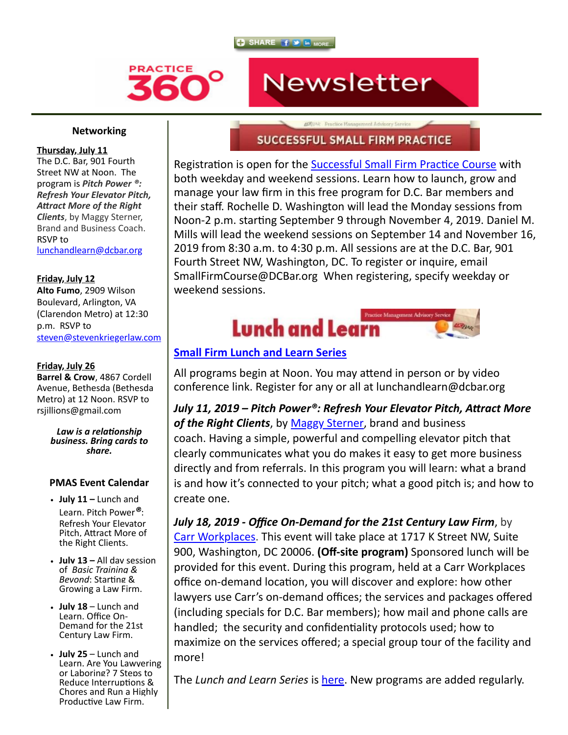SHARE MORE...

# PRACTICE 360° Newsletter

## Networking

**Thursday, July 11**
The D.C. Bar, 901 Fourth Street NW at Noon. The program is ***Pitch Power ®: Refresh Your Elevator Pitch, Attract More of the Right Clients***, by Maggy Sterner, Brand and Business Coach. RSVP to lunchandlearn@dcbar.org

**Friday, July 12**
**Alto Fumo**, 2909 Wilson Boulevard, Arlington, VA (Clarendon Metro) at 12:30 p.m. RSVP to steven@stevenkriegerlaw.com

**Friday, July 26**
**Barrel & Crow**, 4867 Cordell Avenue, Bethesda (Bethesda Metro) at 12 Noon. RSVP to rsjillions@gmail.com

***Law is a relationship business. Bring cards to share.***

## PMAS Event Calendar

- **July 11 –** Lunch and Learn. Pitch Power®: Refresh Your Elevator Pitch, Attract More of the Right Clients.
- **July 13 –** All day session of *Basic Training & Beyond*: Starting & Growing a Law Firm.
- **July 18** – Lunch and Learn. Office On-Demand for the 21st Century Law Firm.
- **July 25** – Lunch and Learn. Are You Lawyering or Laboring? 7 Steps to Reduce Interruptions & Chores and Run a Highly Productive Law Firm.

## SUCCESSFUL SMALL FIRM PRACTICE

Registration is open for the Successful Small Firm Practice Course with both weekday and weekend sessions. Learn how to launch, grow and manage your law firm in this free program for D.C. Bar members and their staff. Rochelle D. Washington will lead the Monday sessions from Noon-2 p.m. starting September 9 through November 4, 2019. Daniel M. Mills will lead the weekend sessions on September 14 and November 16, 2019 from 8:30 a.m. to 4:30 p.m. All sessions are at the D.C. Bar, 901 Fourth Street NW, Washington, DC. To register or inquire, email SmallFirmCourse@DCBar.org When registering, specify weekday or weekend sessions.

## Lunch and Learn

### Small Firm Lunch and Learn Series

All programs begin at Noon. You may attend in person or by video conference link. Register for any or all at lunchandlearn@dcbar.org

***July 11, 2019 – Pitch Power®: Refresh Your Elevator Pitch, Attract More of the Right Clients***, by Maggy Sterner, brand and business coach. Having a simple, powerful and compelling elevator pitch that clearly communicates what you do makes it easy to get more business directly and from referrals. In this program you will learn: what a brand is and how it's connected to your pitch; what a good pitch is; and how to create one.

***July 18, 2019 - Office On-Demand for the 21st Century Law Firm***, by Carr Workplaces. This event will take place at 1717 K Street NW, Suite 900, Washington, DC 20006. **(Off-site program)** Sponsored lunch will be provided for this event. During this program, held at a Carr Workplaces office on-demand location, you will discover and explore: how other lawyers use Carr's on-demand offices; the services and packages offered (including specials for D.C. Bar members); how mail and phone calls are handled; the security and confidentiality protocols used; how to maximize on the services offered; a special group tour of the facility and more!

The *Lunch and Learn Series* is here. New programs are added regularly.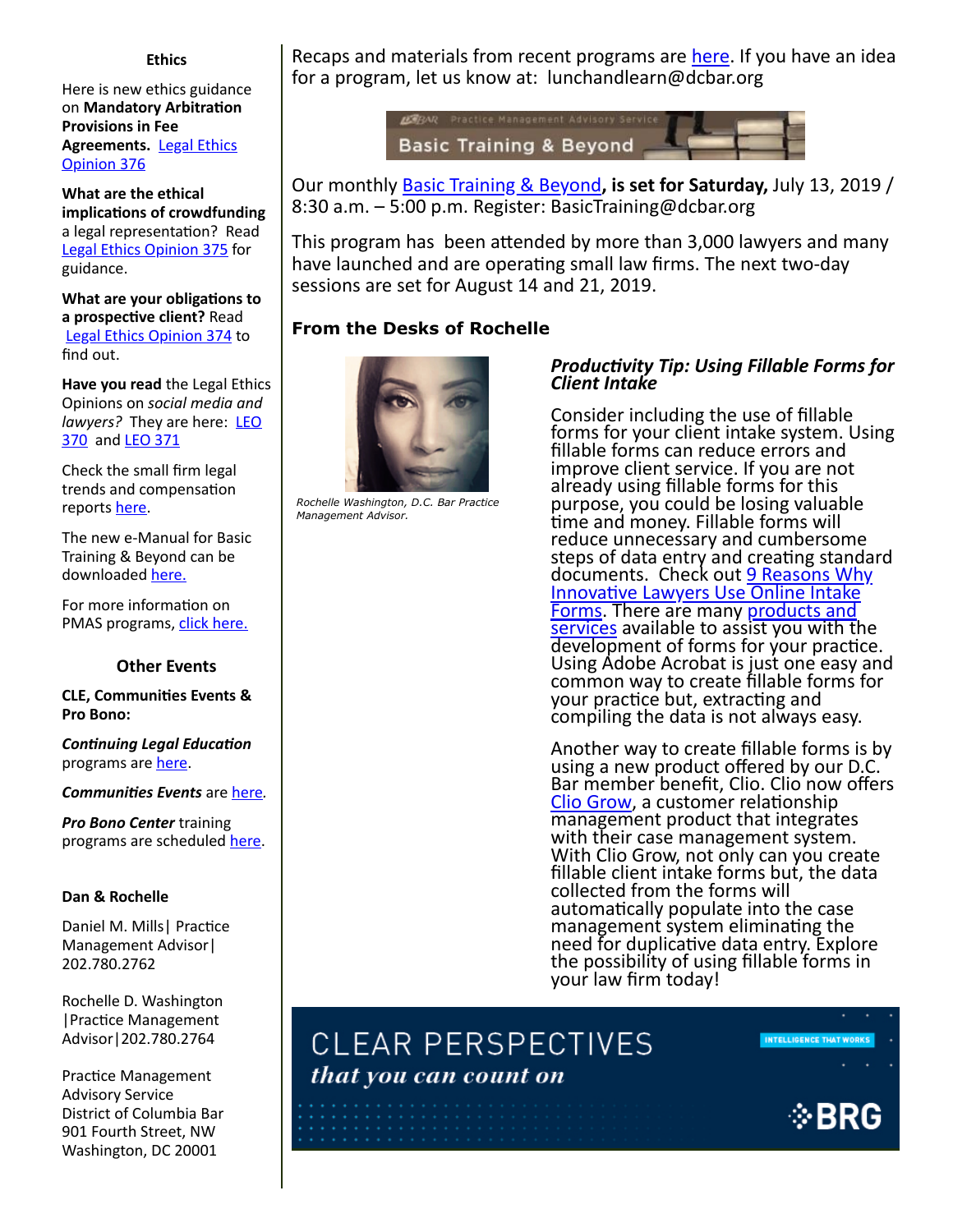### Ethics

Here is new ethics guidance on **Mandatory Arbitration Provisions in Fee Agreements.** Legal Ethics Opinion 376

**What are the ethical implications of crowdfunding** a legal representation? Read Legal Ethics Opinion 375 for guidance.

**What are your obligations to a prospective client?** Read Legal Ethics Opinion 374 to find out.

**Have you read** the Legal Ethics Opinions on *social media and lawyers?* They are here: LEO 370 and LEO 371

Check the small firm legal trends and compensation reports here.

The new e-Manual for Basic Training & Beyond can be downloaded here.

For more information on PMAS programs, click here.

### Other Events

**CLE, Communities Events & Pro Bono:**

***Continuing Legal Education*** programs are here.

***Communities Events*** are here.

***Pro Bono Center*** training programs are scheduled here.

**Dan & Rochelle**

Daniel M. Mills| Practice Management Advisor| 202.780.2762

Rochelle D. Washington |Practice Management Advisor|202.780.2764

Practice Management Advisory Service
District of Columbia Bar
901 Fourth Street, NW
Washington, DC 20001

Recaps and materials from recent programs are here. If you have an idea for a program, let us know at: lunchandlearn@dcbar.org

DCBAR Practice Management Advisory Service
Basic Training & Beyond

Our monthly Basic Training & Beyond**, is set for Saturday,** July 13, 2019 / 8:30 a.m. – 5:00 p.m. Register: BasicTraining@dcbar.org

This program has been attended by more than 3,000 lawyers and many have launched and are operating small law firms. The next two-day sessions are set for August 14 and 21, 2019.

### From the Desks of Rochelle

*Rochelle Washington, D.C. Bar Practice Management Advisor.*

***Productivity Tip: Using Fillable Forms for Client Intake***

Consider including the use of fillable forms for your client intake system. Using fillable forms can reduce errors and improve client service. If you are not already using fillable forms for this purpose, you could be losing valuable time and money. Fillable forms will reduce unnecessary and cumbersome steps of data entry and creating standard documents. Check out 9 Reasons Why Innovative Lawyers Use Online Intake Forms. There are many products and services available to assist you with the development of forms for your practice. Using Adobe Acrobat is just one easy and common way to create fillable forms for your practice but, extracting and compiling the data is not always easy.

Another way to create fillable forms is by using a new product offered by our D.C. Bar member benefit, Clio. Clio now offers Clio Grow, a customer relationship management product that integrates with their case management system. With Clio Grow, not only can you create fillable client intake forms but, the data collected from the forms will automatically populate into the case management system eliminating the need for duplicative data entry. Explore the possibility of using fillable forms in your law firm today!

CLEAR PERSPECTIVES *that you can count on* — INTELLIGENCE THAT WORKS — BRG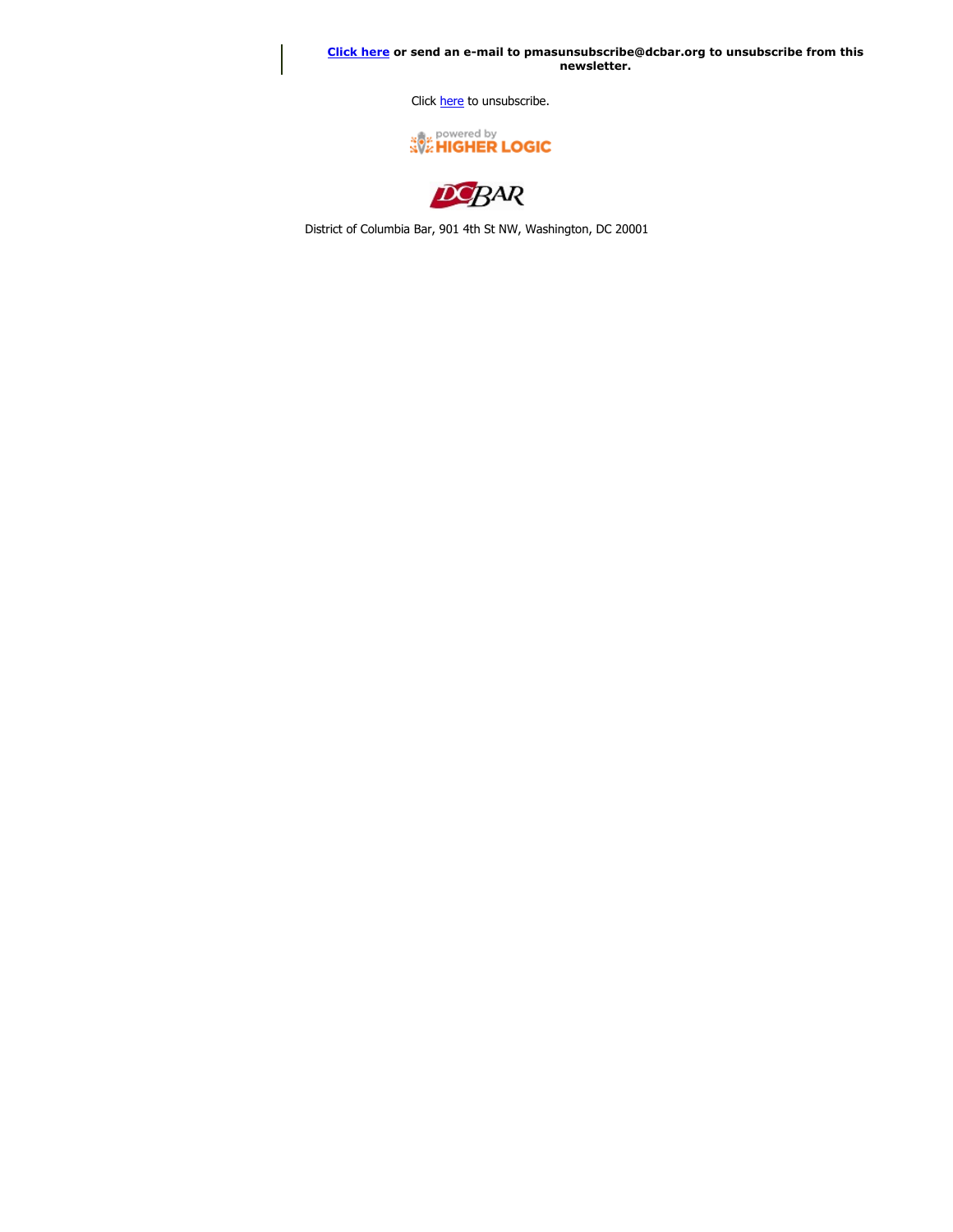**Click here or send an e-mail to pmasunsubscribe@dcbar.org to unsubscribe from this newsletter.**

Click here to unsubscribe.

District of Columbia Bar, 901 4th St NW, Washington, DC 20001